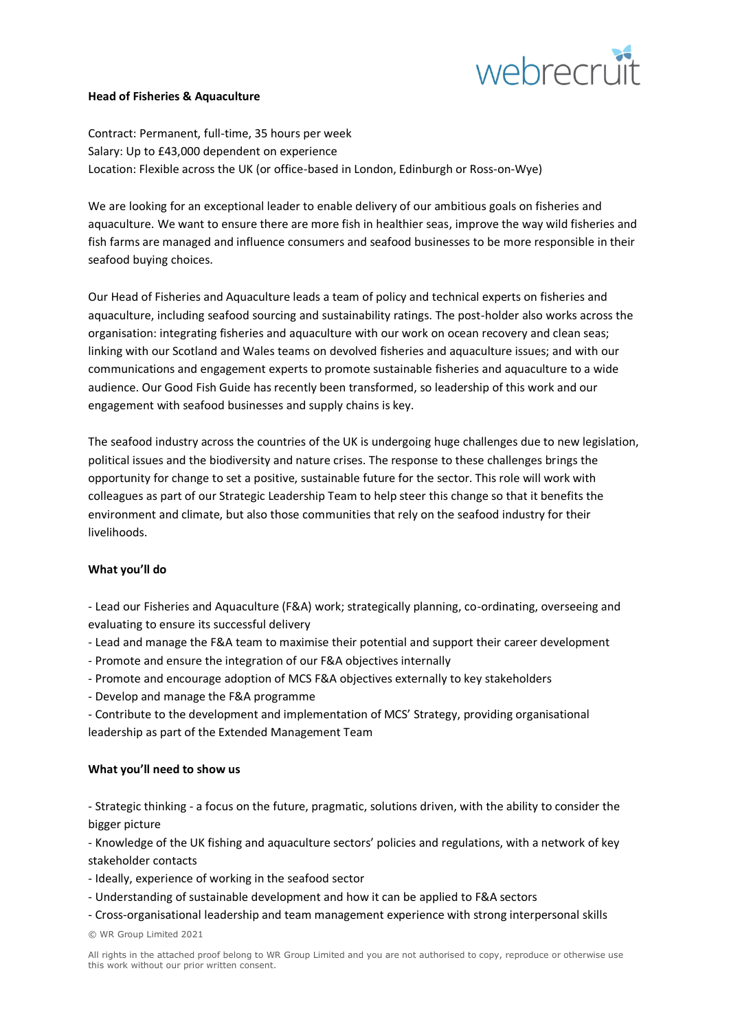**Head of Fisheries & Aquaculture**

Contract: Permanent, full-time, 35 hours per week
Salary: Up to £43,000 dependent on experience
Location: Flexible across the UK (or office-based in London, Edinburgh or Ross-on-Wye)

We are looking for an exceptional leader to enable delivery of our ambitious goals on fisheries and aquaculture. We want to ensure there are more fish in healthier seas, improve the way wild fisheries and fish farms are managed and influence consumers and seafood businesses to be more responsible in their seafood buying choices.

Our Head of Fisheries and Aquaculture leads a team of policy and technical experts on fisheries and aquaculture, including seafood sourcing and sustainability ratings. The post-holder also works across the organisation: integrating fisheries and aquaculture with our work on ocean recovery and clean seas; linking with our Scotland and Wales teams on devolved fisheries and aquaculture issues; and with our communications and engagement experts to promote sustainable fisheries and aquaculture to a wide audience. Our Good Fish Guide has recently been transformed, so leadership of this work and our engagement with seafood businesses and supply chains is key.

The seafood industry across the countries of the UK is undergoing huge challenges due to new legislation, political issues and the biodiversity and nature crises. The response to these challenges brings the opportunity for change to set a positive, sustainable future for the sector. This role will work with colleagues as part of our Strategic Leadership Team to help steer this change so that it benefits the environment and climate, but also those communities that rely on the seafood industry for their livelihoods.

**What you'll do**

- Lead our Fisheries and Aquaculture (F&A) work; strategically planning, co-ordinating, overseeing and evaluating to ensure its successful delivery
- Lead and manage the F&A team to maximise their potential and support their career development
- Promote and ensure the integration of our F&A objectives internally
- Promote and encourage adoption of MCS F&A objectives externally to key stakeholders
- Develop and manage the F&A programme
- Contribute to the development and implementation of MCS' Strategy, providing organisational leadership as part of the Extended Management Team

**What you'll need to show us**

- Strategic thinking - a focus on the future, pragmatic, solutions driven, with the ability to consider the bigger picture
- Knowledge of the UK fishing and aquaculture sectors' policies and regulations, with a network of key stakeholder contacts
- Ideally, experience of working in the seafood sector
- Understanding of sustainable development and how it can be applied to F&A sectors
- Cross-organisational leadership and team management experience with strong interpersonal skills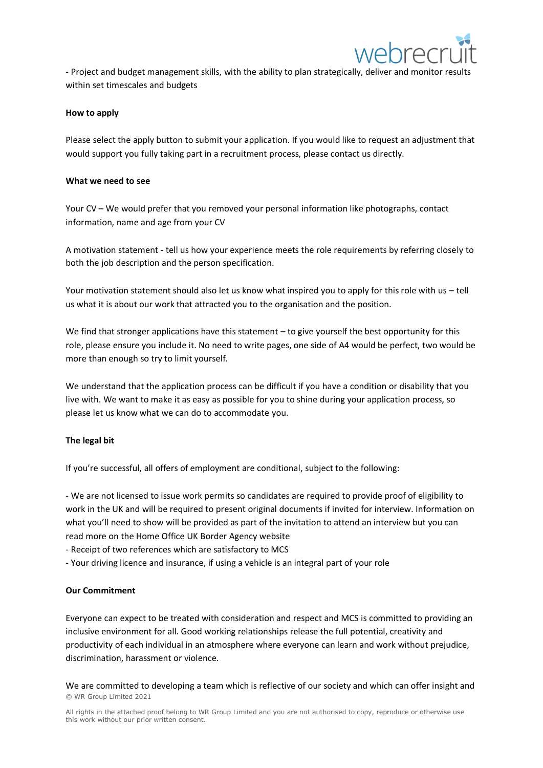- Project and budget management skills, with the ability to plan strategically, deliver and monitor results within set timescales and budgets

**How to apply**

Please select the apply button to submit your application. If you would like to request an adjustment that would support you fully taking part in a recruitment process, please contact us directly.

**What we need to see**

Your CV – We would prefer that you removed your personal information like photographs, contact information, name and age from your CV

A motivation statement - tell us how your experience meets the role requirements by referring closely to both the job description and the person specification.

Your motivation statement should also let us know what inspired you to apply for this role with us – tell us what it is about our work that attracted you to the organisation and the position.

We find that stronger applications have this statement – to give yourself the best opportunity for this role, please ensure you include it. No need to write pages, one side of A4 would be perfect, two would be more than enough so try to limit yourself.

We understand that the application process can be difficult if you have a condition or disability that you live with. We want to make it as easy as possible for you to shine during your application process, so please let us know what we can do to accommodate you.

**The legal bit**

If you're successful, all offers of employment are conditional, subject to the following:

- We are not licensed to issue work permits so candidates are required to provide proof of eligibility to work in the UK and will be required to present original documents if invited for interview. Information on what you'll need to show will be provided as part of the invitation to attend an interview but you can read more on the Home Office UK Border Agency website
- Receipt of two references which are satisfactory to MCS
- Your driving licence and insurance, if using a vehicle is an integral part of your role

**Our Commitment**

Everyone can expect to be treated with consideration and respect and MCS is committed to providing an inclusive environment for all. Good working relationships release the full potential, creativity and productivity of each individual in an atmosphere where everyone can learn and work without prejudice, discrimination, harassment or violence.

We are committed to developing a team which is reflective of our society and which can offer insight and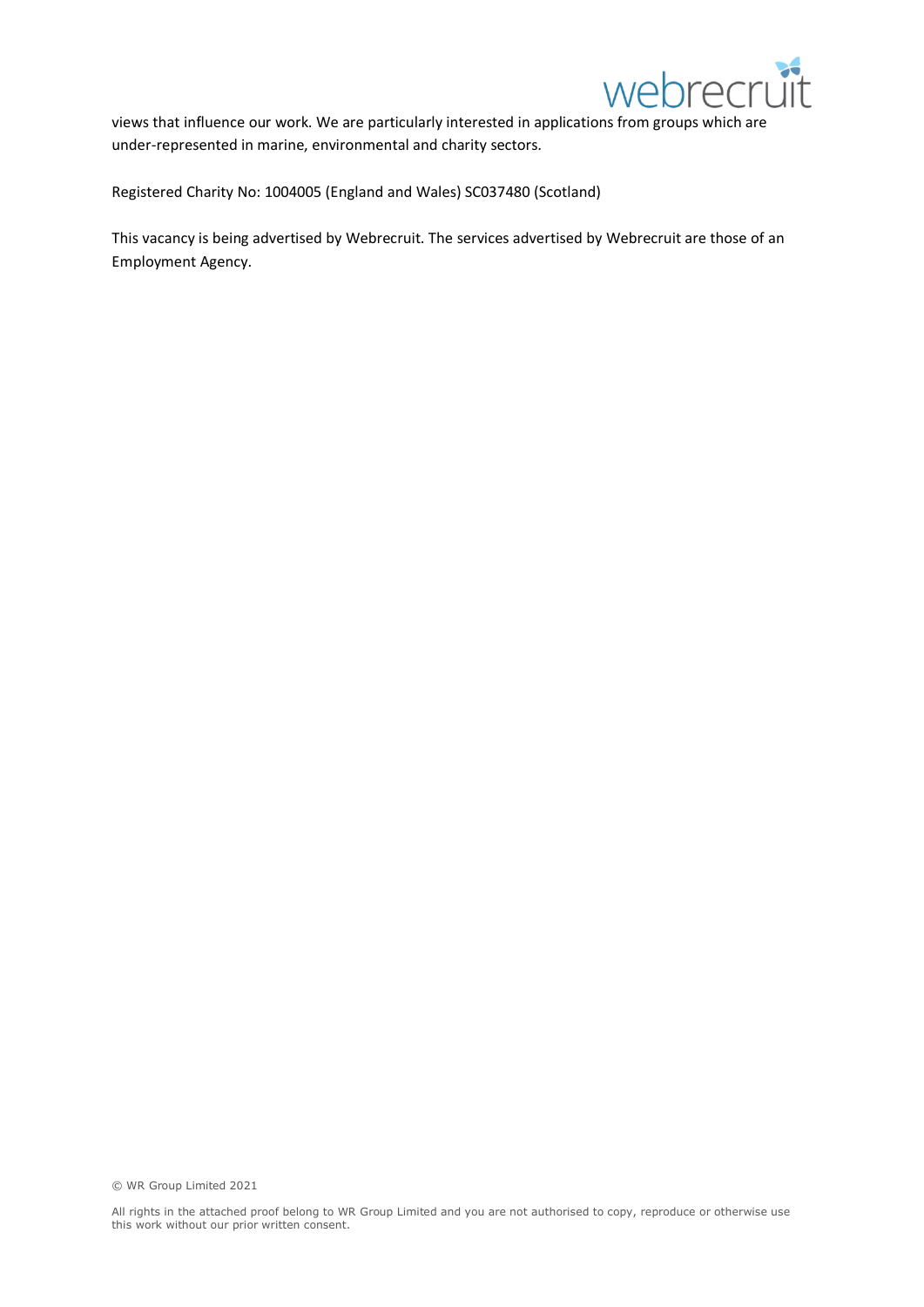views that influence our work. We are particularly interested in applications from groups which are under-represented in marine, environmental and charity sectors.

Registered Charity No: 1004005 (England and Wales) SC037480 (Scotland)

This vacancy is being advertised by Webrecruit. The services advertised by Webrecruit are those of an Employment Agency.

© WR Group Limited 2021

All rights in the attached proof belong to WR Group Limited and you are not authorised to copy, reproduce or otherwise use this work without our prior written consent.